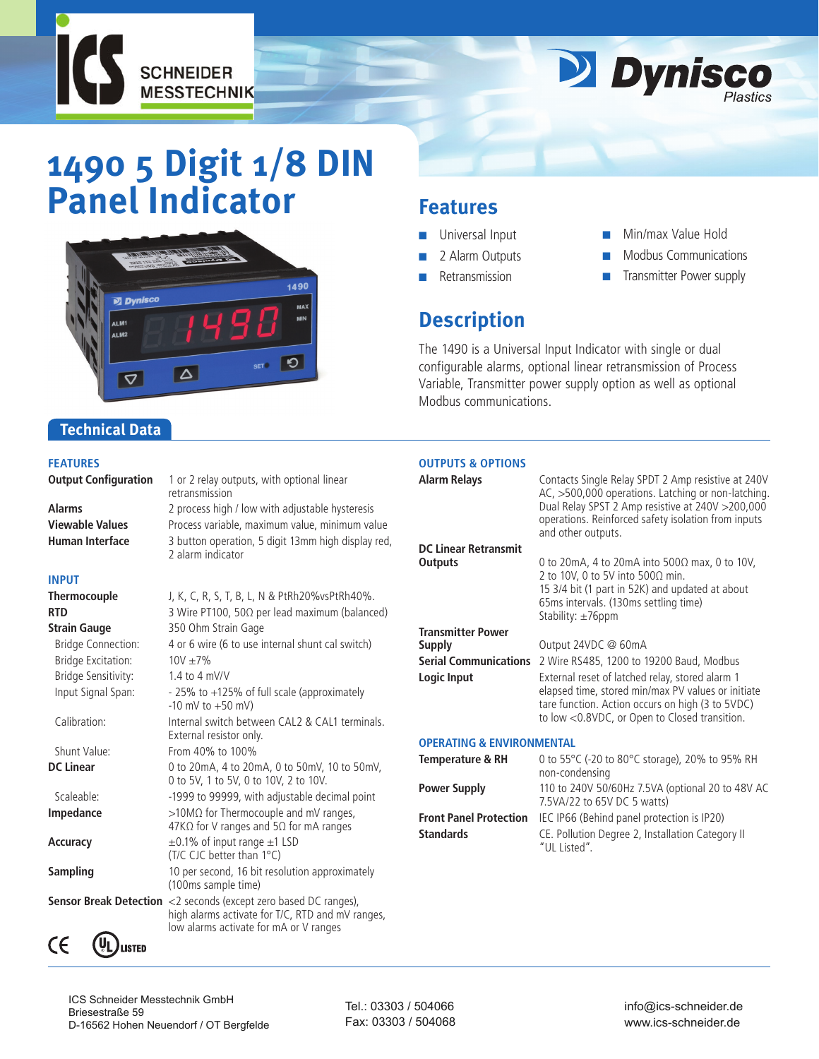ICS SCHNEIDER MESSTECHNIK

Dynisco Plastics

# 1490 5 Digit 1/8 DIN Panel Indicator

## Features

- Universal Input
- 2 Alarm Outputs
- Retransmission
- Min/max Value Hold
- Modbus Communications
- Transmitter Power supply

## Description

The 1490 is a Universal Input Indicator with single or dual configurable alarms, optional linear retransmission of Process Variable, Transmitter power supply option as well as optional Modbus communications.

## Technical Data

### FEATURES

| | |
|---|---|
| **Output Configuration** | 1 or 2 relay outputs, with optional linear retransmission |
| **Alarms** | 2 process high / low with adjustable hysteresis |
| **Viewable Values** | Process variable, maximum value, minimum value |
| **Human Interface** | 3 button operation, 5 digit 13mm high display red, 2 alarm indicator |

### INPUT

| | |
|---|---|
| **Thermocouple** | J, K, C, R, S, T, B, L, N & PtRh20%vsPtRh40%. |
| **RTD** | 3 Wire PT100, 50Ω per lead maximum (balanced) |
| **Strain Gauge** | 350 Ohm Strain Gage |
| Bridge Connection: | 4 or 6 wire (6 to use internal shunt cal switch) |
| Bridge Excitation: | 10V ±7% |
| Bridge Sensitivity: | 1.4 to 4 mV/V |
| Input Signal Span: | - 25% to +125% of full scale (approximately -10 mV to +50 mV) |
| Calibration: | Internal switch between CAL2 & CAL1 terminals. External resistor only. |
| Shunt Value: | From 40% to 100% |
| **DC Linear** | 0 to 20mA, 4 to 20mA, 0 to 50mV, 10 to 50mV, 0 to 5V, 1 to 5V, 0 to 10V, 2 to 10V. |
| Scaleable: | -1999 to 99999, with adjustable decimal point |
| **Impedance** | >10MΩ for Thermocouple and mV ranges, 47KΩ for V ranges and 5Ω for mA ranges |
| **Accuracy** | ±0.1% of input range ±1 LSD (T/C CJC better than 1°C) |
| **Sampling** | 10 per second, 16 bit resolution approximately (100ms sample time) |
| **Sensor Break Detection** | <2 seconds (except zero based DC ranges), high alarms activate for T/C, RTD and mV ranges, low alarms activate for mA or V ranges |

### OUTPUTS & OPTIONS

| | |
|---|---|
| **Alarm Relays** | Contacts Single Relay SPDT 2 Amp resistive at 240V AC, >500,000 operations. Latching or non-latching. Dual Relay SPST 2 Amp resistive at 240V >200,000 operations. Reinforced safety isolation from inputs and other outputs. |
| **DC Linear Retransmit Outputs** | 0 to 20mA, 4 to 20mA into 500Ω max, 0 to 10V, 2 to 10V, 0 to 5V into 500Ω min. 15 3/4 bit (1 part in 52K) and updated at about 65ms intervals. (130ms settling time) Stability: ±76ppm |
| **Transmitter Power Supply** | Output 24VDC @ 60mA |
| **Serial Communications** | 2 Wire RS485, 1200 to 19200 Baud, Modbus |
| **Logic Input** | External reset of latched relay, stored alarm 1 elapsed time, stored min/max PV values or initiate tare function. Action occurs on high (3 to 5VDC) to low <0.8VDC, or Open to Closed transition. |

### OPERATING & ENVIRONMENTAL

| | |
|---|---|
| **Temperature & RH** | 0 to 55°C (-20 to 80°C storage), 20% to 95% RH non-condensing |
| **Power Supply** | 110 to 240V 50/60Hz 7.5VA (optional 20 to 48V AC 7.5VA/22 to 65V DC 5 watts) |
| **Front Panel Protection** | IEC IP66 (Behind panel protection is IP20) |
| **Standards** | CE. Pollution Degree 2, Installation Category II "UL Listed". |

CE UL LISTED

ICS Schneider Messtechnik GmbH
Briesestraße 59
D-16562 Hohen Neuendorf / OT Bergfelde

Tel.: 03303 / 504066
Fax: 03303 / 504068

info@ics-schneider.de
www.ics-schneider.de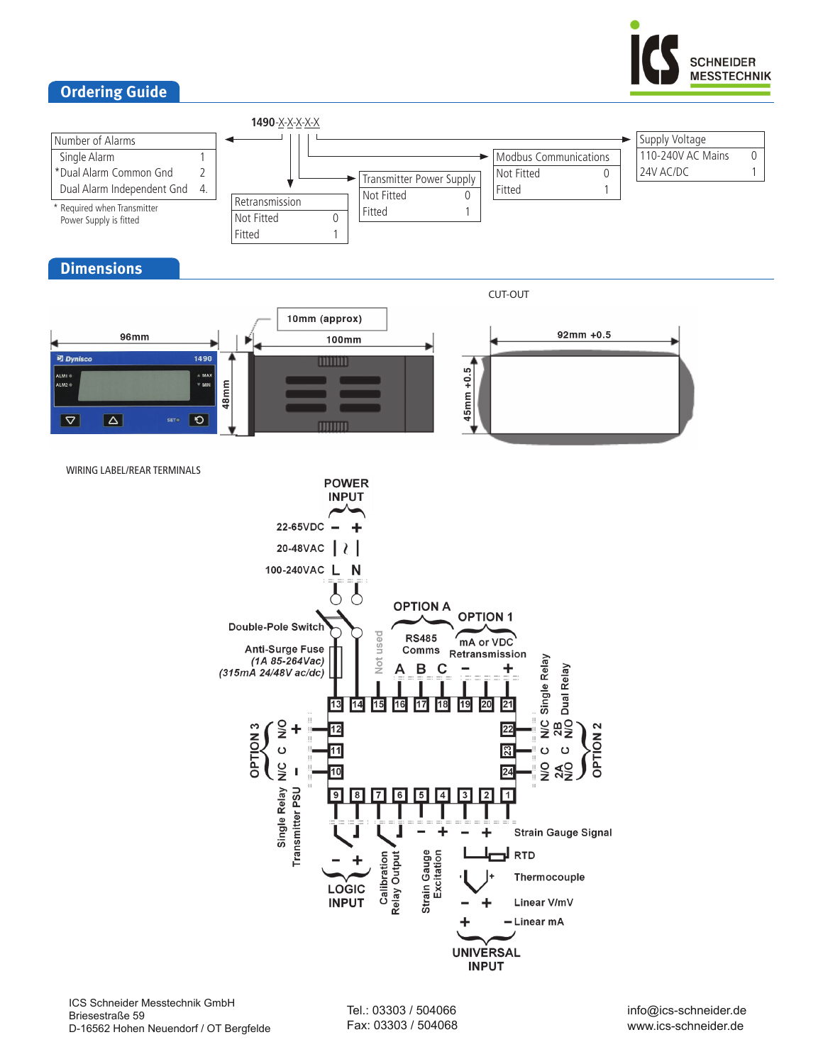## Ordering Guide

1490-X-X-X-X-X

| Number of Alarms | |
|---|---|
| Single Alarm | 1 |
| *Dual Alarm Common Gnd | 2 |
| Dual Alarm Independent Gnd | 4. |

\* Required when Transmitter Power Supply is fitted

| Retransmission | |
|---|---|
| Not Fitted | 0 |
| Fitted | 1 |

| Transmitter Power Supply | |
|---|---|
| Not Fitted | 0 |
| Fitted | 1 |

| Modbus Communications | |
|---|---|
| Not Fitted | 0 |
| Fitted | 1 |

| Supply Voltage | |
|---|---|
| 110-240V AC Mains | 0 |
| 24V AC/DC | 1 |

## Dimensions

CUT-OUT

10mm (approx)

96mm

100mm

48mm

92mm +0.5

45mm +0.5

Dynisco 1490

WIRING LABEL/REAR TERMINALS

POWER INPUT

22-65VDC – +

20-48VAC

100-240VAC L N

Double-Pole Switch

Anti-Surge Fuse (1A 85-264Vac) (315mA 24/48V ac/dc)

Not used

OPTION A

RS485 Comms

A B C

OPTION 1

mA or VDC Retransmission

– +

13 14 15 16 17 18 19 20 21

12 11 10

22 23 24

9 8 7 6 5 4 3 2 1

OPTION 3: Single Relay N/O C N/C; Transmitter PSU + –

OPTION 2: Single Relay N/C C N/O; Dual Relay 2B N/O C 2A N/O

LOGIC INPUT – +

Calibration Relay Output

Strain Gauge Excitation – +

Strain Gauge Signal – +

RTD

Thermocouple

Linear V/mV

Linear mA

UNIVERSAL INPUT

ICS Schneider Messtechnik GmbH
Briesestraße 59
D-16562 Hohen Neuendorf / OT Bergfelde

Tel.: 03303 / 504066
Fax: 03303 / 504068

info@ics-schneider.de
www.ics-schneider.de